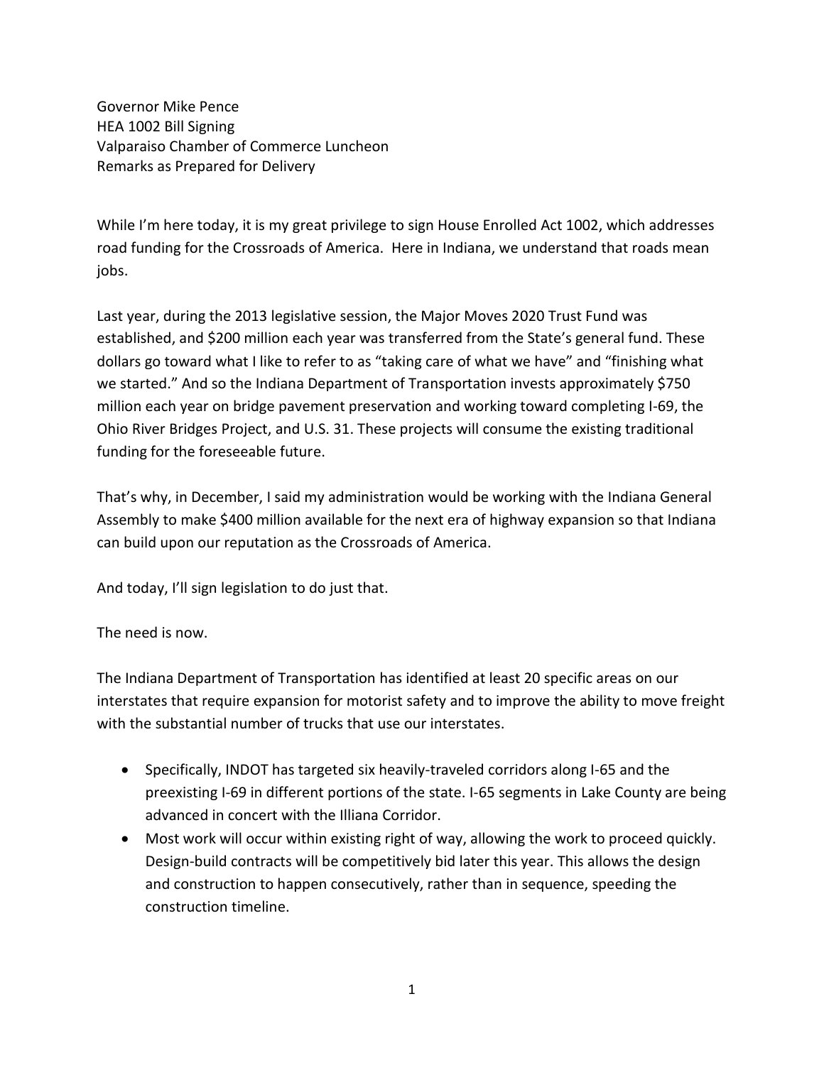Governor Mike Pence
HEA 1002 Bill Signing
Valparaiso Chamber of Commerce Luncheon
Remarks as Prepared for Delivery

While I'm here today, it is my great privilege to sign House Enrolled Act 1002, which addresses road funding for the Crossroads of America. Here in Indiana, we understand that roads mean jobs.

Last year, during the 2013 legislative session, the Major Moves 2020 Trust Fund was established, and $200 million each year was transferred from the State's general fund. These dollars go toward what I like to refer to as "taking care of what we have" and "finishing what we started." And so the Indiana Department of Transportation invests approximately $750 million each year on bridge pavement preservation and working toward completing I-69, the Ohio River Bridges Project, and U.S. 31. These projects will consume the existing traditional funding for the foreseeable future.

That's why, in December, I said my administration would be working with the Indiana General Assembly to make $400 million available for the next era of highway expansion so that Indiana can build upon our reputation as the Crossroads of America.

And today, I'll sign legislation to do just that.

The need is now.

The Indiana Department of Transportation has identified at least 20 specific areas on our interstates that require expansion for motorist safety and to improve the ability to move freight with the substantial number of trucks that use our interstates.

- Specifically, INDOT has targeted six heavily-traveled corridors along I-65 and the preexisting I-69 in different portions of the state. I-65 segments in Lake County are being advanced in concert with the Illiana Corridor.
- Most work will occur within existing right of way, allowing the work to proceed quickly. Design-build contracts will be competitively bid later this year. This allows the design and construction to happen consecutively, rather than in sequence, speeding the construction timeline.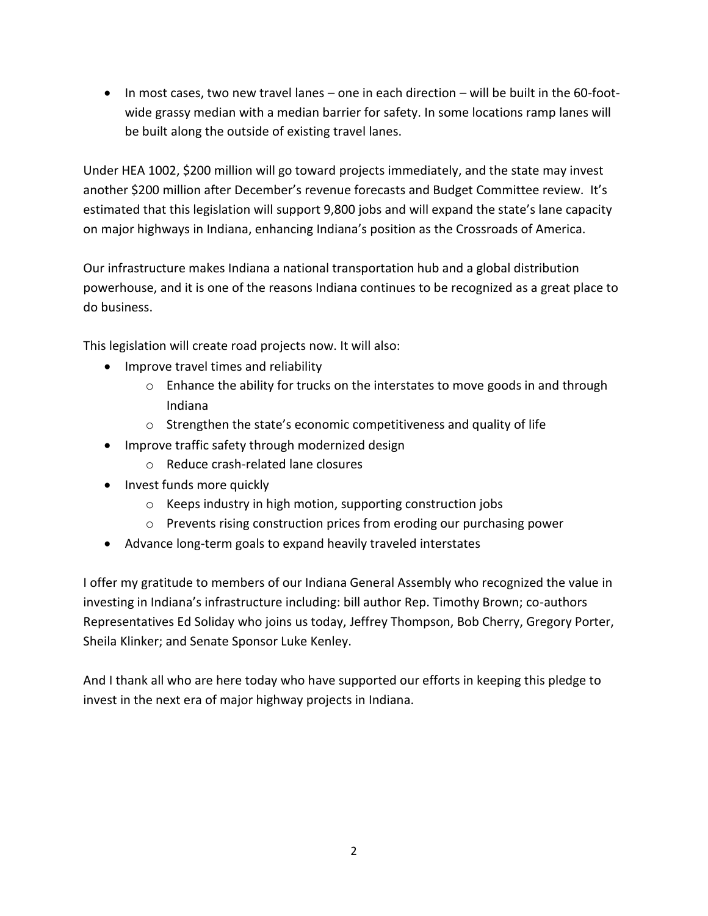- In most cases, two new travel lanes – one in each direction – will be built in the 60-foot-wide grassy median with a median barrier for safety. In some locations ramp lanes will be built along the outside of existing travel lanes.

Under HEA 1002, $200 million will go toward projects immediately, and the state may invest another $200 million after December's revenue forecasts and Budget Committee review. It's estimated that this legislation will support 9,800 jobs and will expand the state's lane capacity on major highways in Indiana, enhancing Indiana's position as the Crossroads of America.

Our infrastructure makes Indiana a national transportation hub and a global distribution powerhouse, and it is one of the reasons Indiana continues to be recognized as a great place to do business.

This legislation will create road projects now. It will also:

- Improve travel times and reliability
  - Enhance the ability for trucks on the interstates to move goods in and through Indiana
  - Strengthen the state's economic competitiveness and quality of life
- Improve traffic safety through modernized design
  - Reduce crash-related lane closures
- Invest funds more quickly
  - Keeps industry in high motion, supporting construction jobs
  - Prevents rising construction prices from eroding our purchasing power
- Advance long-term goals to expand heavily traveled interstates

I offer my gratitude to members of our Indiana General Assembly who recognized the value in investing in Indiana's infrastructure including: bill author Rep. Timothy Brown; co-authors Representatives Ed Soliday who joins us today, Jeffrey Thompson, Bob Cherry, Gregory Porter, Sheila Klinker; and Senate Sponsor Luke Kenley.

And I thank all who are here today who have supported our efforts in keeping this pledge to invest in the next era of major highway projects in Indiana.